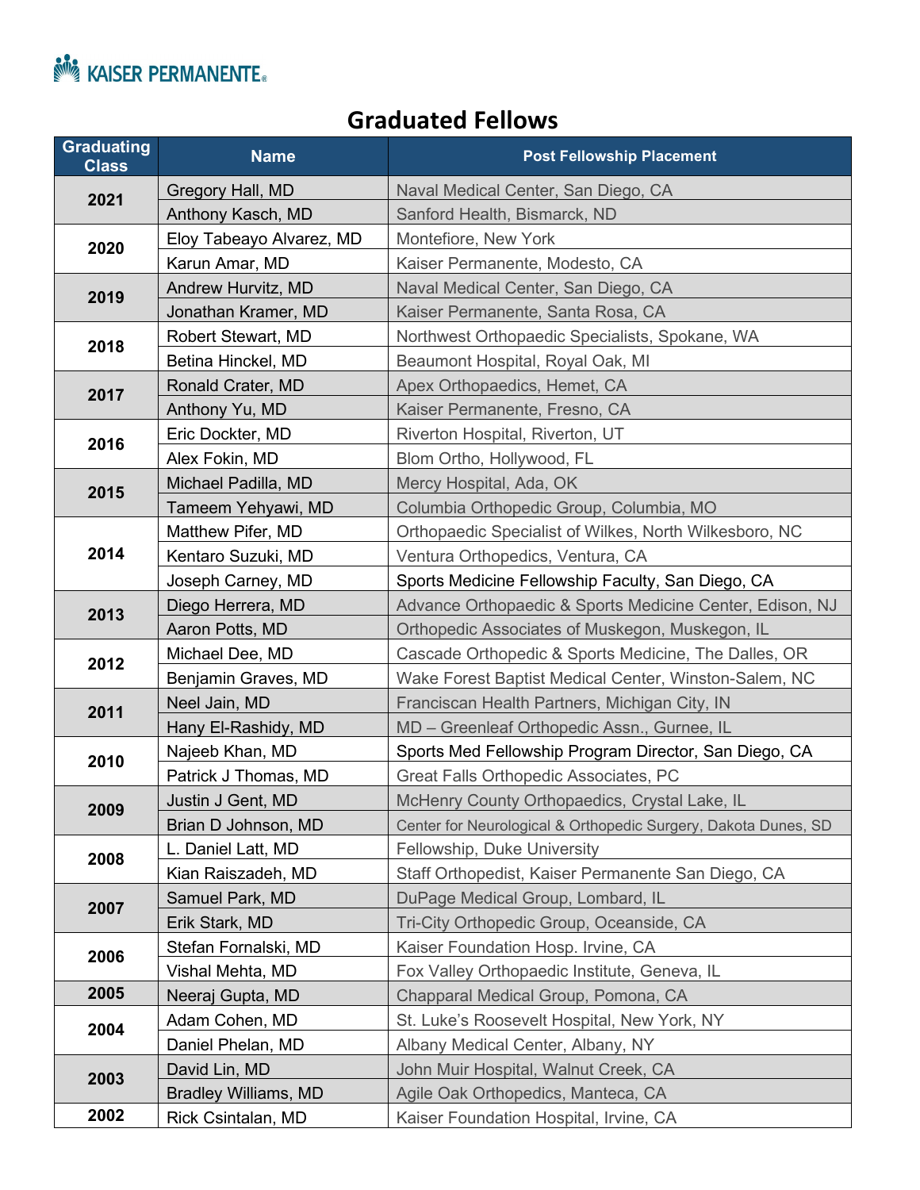KAISER PERMANENTE®

# Graduated Fellows

| Graduating Class | Name | Post Fellowship Placement |
|---|---|---|
| 2021 | Gregory Hall, MD | Naval Medical Center, San Diego, CA |
| | Anthony Kasch, MD | Sanford Health, Bismarck, ND |
| 2020 | Eloy Tabeayo Alvarez, MD | Montefiore, New York |
| | Karun Amar, MD | Kaiser Permanente, Modesto, CA |
| 2019 | Andrew Hurvitz, MD | Naval Medical Center, San Diego, CA |
| | Jonathan Kramer, MD | Kaiser Permanente, Santa Rosa, CA |
| 2018 | Robert Stewart, MD | Northwest Orthopaedic Specialists, Spokane, WA |
| | Betina Hinckel, MD | Beaumont Hospital, Royal Oak, MI |
| 2017 | Ronald Crater, MD | Apex Orthopaedics, Hemet, CA |
| | Anthony Yu, MD | Kaiser Permanente, Fresno, CA |
| 2016 | Eric Dockter, MD | Riverton Hospital, Riverton, UT |
| | Alex Fokin, MD | Blom Ortho, Hollywood, FL |
| 2015 | Michael Padilla, MD | Mercy Hospital, Ada, OK |
| | Tameem Yehyawi, MD | Columbia Orthopedic Group, Columbia, MO |
| 2014 | Matthew Pifer, MD | Orthopaedic Specialist of Wilkes, North Wilkesboro, NC |
| | Kentaro Suzuki, MD | Ventura Orthopedics, Ventura, CA |
| | Joseph Carney, MD | Sports Medicine Fellowship Faculty, San Diego, CA |
| 2013 | Diego Herrera, MD | Advance Orthopaedic & Sports Medicine Center, Edison, NJ |
| | Aaron Potts, MD | Orthopedic Associates of Muskegon, Muskegon, IL |
| 2012 | Michael Dee, MD | Cascade Orthopedic & Sports Medicine, The Dalles, OR |
| | Benjamin Graves, MD | Wake Forest Baptist Medical Center, Winston-Salem, NC |
| 2011 | Neel Jain, MD | Franciscan Health Partners, Michigan City, IN |
| | Hany El-Rashidy, MD | MD – Greenleaf Orthopedic Assn., Gurnee, IL |
| 2010 | Najeeb Khan, MD | Sports Med Fellowship Program Director, San Diego, CA |
| | Patrick J Thomas, MD | Great Falls Orthopedic Associates, PC |
| 2009 | Justin J Gent, MD | McHenry County Orthopaedics, Crystal Lake, IL |
| | Brian D Johnson, MD | Center for Neurological & Orthopedic Surgery, Dakota Dunes, SD |
| 2008 | L. Daniel Latt, MD | Fellowship, Duke University |
| | Kian Raiszadeh, MD | Staff Orthopedist, Kaiser Permanente San Diego, CA |
| 2007 | Samuel Park, MD | DuPage Medical Group, Lombard, IL |
| | Erik Stark, MD | Tri-City Orthopedic Group, Oceanside, CA |
| 2006 | Stefan Fornalski, MD | Kaiser Foundation Hosp. Irvine, CA |
| | Vishal Mehta, MD | Fox Valley Orthopaedic Institute, Geneva, IL |
| 2005 | Neeraj Gupta, MD | Chapparal Medical Group, Pomona, CA |
| 2004 | Adam Cohen, MD | St. Luke's Roosevelt Hospital, New York, NY |
| | Daniel Phelan, MD | Albany Medical Center, Albany, NY |
| 2003 | David Lin, MD | John Muir Hospital, Walnut Creek, CA |
| | Bradley Williams, MD | Agile Oak Orthopedics, Manteca, CA |
| 2002 | Rick Csintalan, MD | Kaiser Foundation Hospital, Irvine, CA |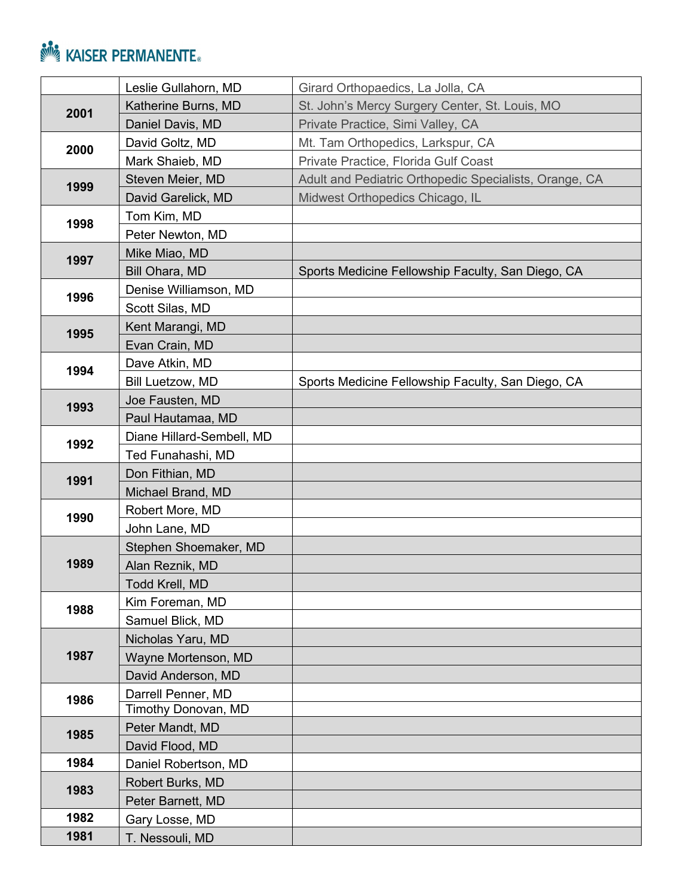| | | |
|---|---|---|
| | Leslie Gullahorn, MD | Girard Orthopaedics, La Jolla, CA |
| 2001 | Katherine Burns, MD | St. John's Mercy Surgery Center, St. Louis, MO |
| | Daniel Davis, MD | Private Practice, Simi Valley, CA |
| 2000 | David Goltz, MD | Mt. Tam Orthopedics, Larkspur, CA |
| | Mark Shaieb, MD | Private Practice, Florida Gulf Coast |
| 1999 | Steven Meier, MD | Adult and Pediatric Orthopedic Specialists, Orange, CA |
| | David Garelick, MD | Midwest Orthopedics Chicago, IL |
| 1998 | Tom Kim, MD | |
| | Peter Newton, MD | |
| 1997 | Mike Miao, MD | |
| | Bill Ohara, MD | Sports Medicine Fellowship Faculty, San Diego, CA |
| 1996 | Denise Williamson, MD | |
| | Scott Silas, MD | |
| 1995 | Kent Marangi, MD | |
| | Evan Crain, MD | |
| 1994 | Dave Atkin, MD | |
| | Bill Luetzow, MD | Sports Medicine Fellowship Faculty, San Diego, CA |
| 1993 | Joe Fausten, MD | |
| | Paul Hautamaa, MD | |
| 1992 | Diane Hillard-Sembell, MD | |
| | Ted Funahashi, MD | |
| 1991 | Don Fithian, MD | |
| | Michael Brand, MD | |
| 1990 | Robert More, MD | |
| | John Lane, MD | |
| 1989 | Stephen Shoemaker, MD | |
| | Alan Reznik, MD | |
| | Todd Krell, MD | |
| 1988 | Kim Foreman, MD | |
| | Samuel Blick, MD | |
| 1987 | Nicholas Yaru, MD | |
| | Wayne Mortenson, MD | |
| | David Anderson, MD | |
| 1986 | Darrell Penner, MD | |
| | Timothy Donovan, MD | |
| 1985 | Peter Mandt, MD | |
| | David Flood, MD | |
| 1984 | Daniel Robertson, MD | |
| 1983 | Robert Burks, MD | |
| | Peter Barnett, MD | |
| 1982 | Gary Losse, MD | |
| 1981 | T. Nessouli, MD | |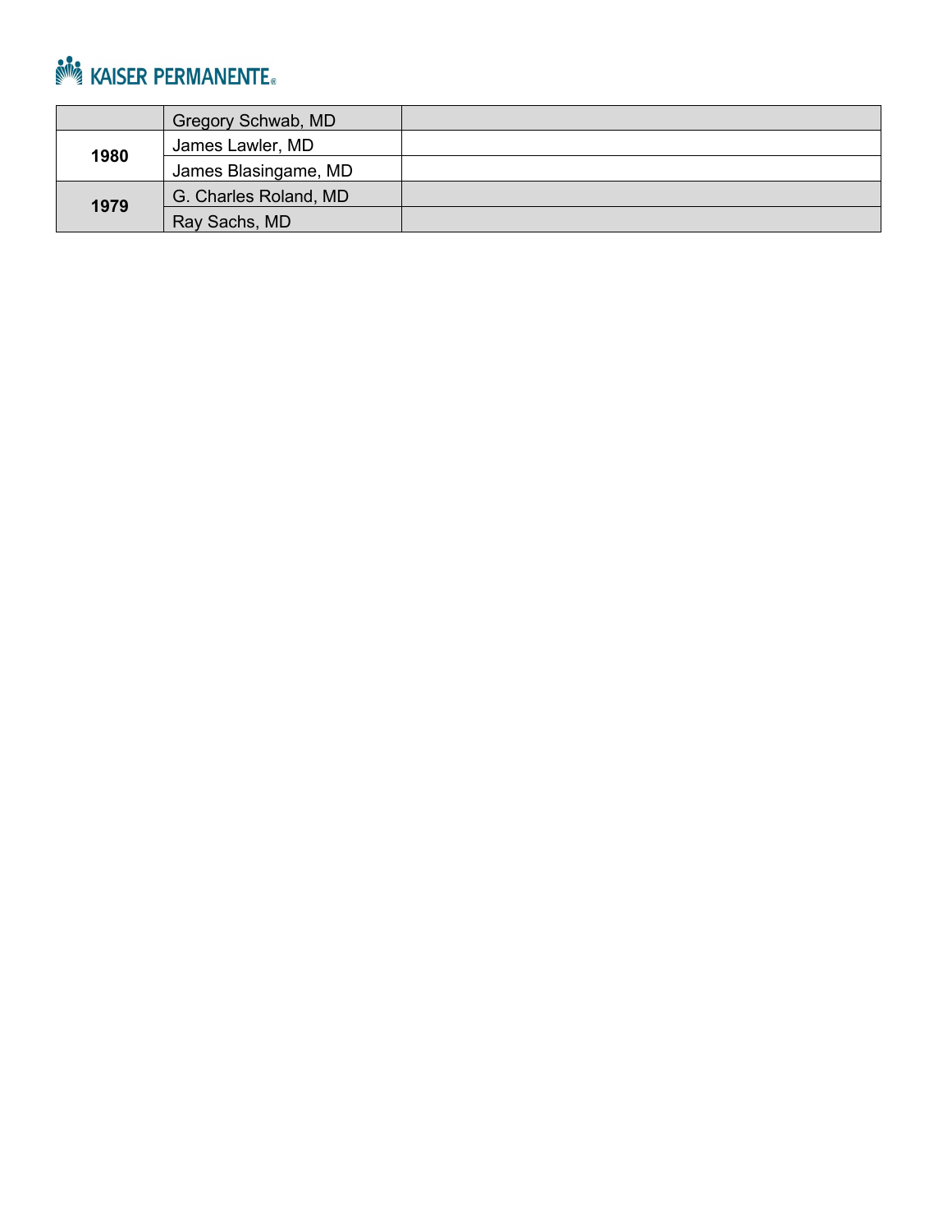| | | |
|---|---|---|
| | Gregory Schwab, MD | |
| **1980** | James Lawler, MD | |
| | James Blasingame, MD | |
| **1979** | G. Charles Roland, MD | |
| | Ray Sachs, MD | |